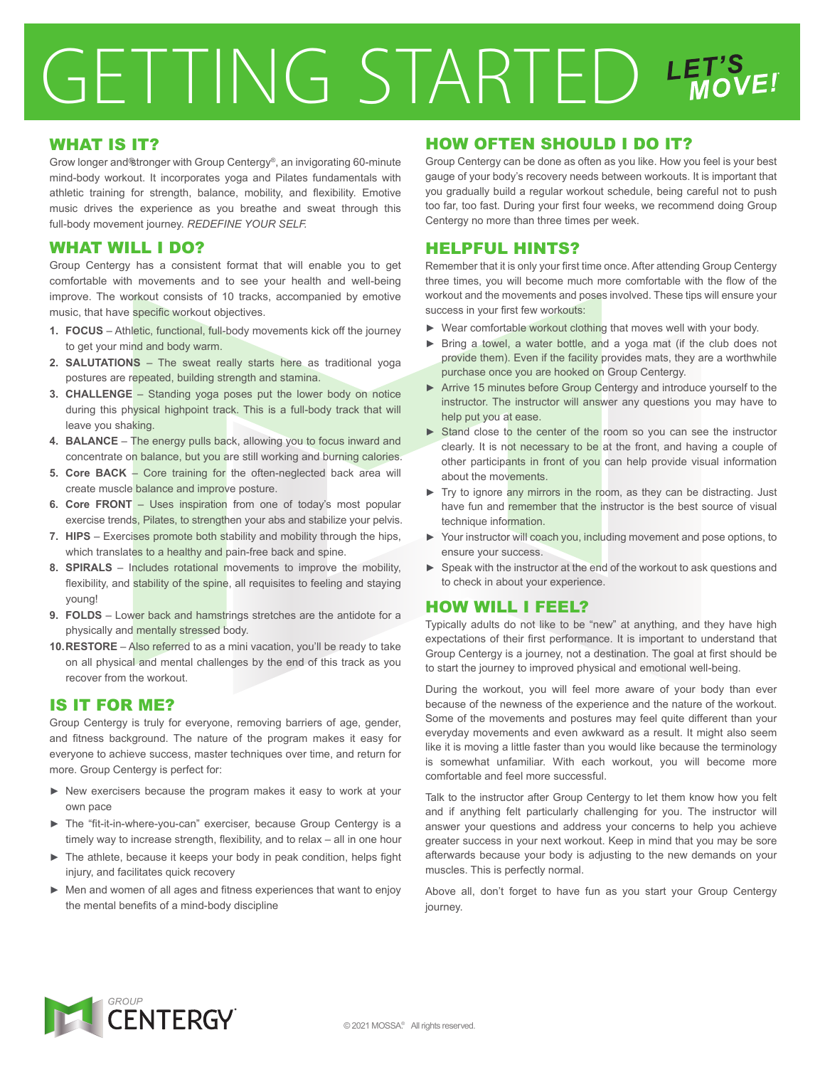# GETTING STARTED LET'S MOVE!

## WHAT IS IT?

Grow longer and stronger with Group Centergy®, an invigorating 60-minute mind-body workout. It incorporates yoga and Pilates fundamentals with athletic training for strength, balance, mobility, and flexibility. Emotive music drives the experience as you breathe and sweat through this full-body movement journey. *REDEFINE YOUR SELF.*

## WHAT WILL I DO?

Group Centergy has a consistent format that will enable you to get comfortable with movements and to see your health and well-being improve. The workout consists of 10 tracks, accompanied by emotive music, that have specific workout objectives.

1. **FOCUS** – Athletic, functional, full-body movements kick off the journey to get your mind and body warm.
2. **SALUTATIONS** – The sweat really starts here as traditional yoga postures are repeated, building strength and stamina.
3. **CHALLENGE** – Standing yoga poses put the lower body on notice during this physical highpoint track. This is a full-body track that will leave you shaking.
4. **BALANCE** – The energy pulls back, allowing you to focus inward and concentrate on balance, but you are still working and burning calories.
5. **Core BACK** – Core training for the often-neglected back area will create muscle balance and improve posture.
6. **Core FRONT** – Uses inspiration from one of today's most popular exercise trends, Pilates, to strengthen your abs and stabilize your pelvis.
7. **HIPS** – Exercises promote both stability and mobility through the hips, which translates to a healthy and pain-free back and spine.
8. **SPIRALS** – Includes rotational movements to improve the mobility, flexibility, and stability of the spine, all requisites to feeling and staying young!
9. **FOLDS** – Lower back and hamstrings stretches are the antidote for a physically and mentally stressed body.
10. **RESTORE** – Also referred to as a mini vacation, you'll be ready to take on all physical and mental challenges by the end of this track as you recover from the workout.

## IS IT FOR ME?

Group Centergy is truly for everyone, removing barriers of age, gender, and fitness background. The nature of the program makes it easy for everyone to achieve success, master techniques over time, and return for more. Group Centergy is perfect for:

- New exercisers because the program makes it easy to work at your own pace
- The "fit-it-in-where-you-can" exerciser, because Group Centergy is a timely way to increase strength, flexibility, and to relax – all in one hour
- The athlete, because it keeps your body in peak condition, helps fight injury, and facilitates quick recovery
- Men and women of all ages and fitness experiences that want to enjoy the mental benefits of a mind-body discipline

## HOW OFTEN SHOULD I DO IT?

Group Centergy can be done as often as you like. How you feel is your best gauge of your body's recovery needs between workouts. It is important that you gradually build a regular workout schedule, being careful not to push too far, too fast. During your first four weeks, we recommend doing Group Centergy no more than three times per week.

## HELPFUL HINTS?

Remember that it is only your first time once. After attending Group Centergy three times, you will become much more comfortable with the flow of the workout and the movements and poses involved. These tips will ensure your success in your first few workouts:

- Wear comfortable workout clothing that moves well with your body.
- Bring a towel, a water bottle, and a yoga mat (if the club does not provide them). Even if the facility provides mats, they are a worthwhile purchase once you are hooked on Group Centergy.
- Arrive 15 minutes before Group Centergy and introduce yourself to the instructor. The instructor will answer any questions you may have to help put you at ease.
- Stand close to the center of the room so you can see the instructor clearly. It is not necessary to be at the front, and having a couple of other participants in front of you can help provide visual information about the movements.
- Try to ignore any mirrors in the room, as they can be distracting. Just have fun and remember that the instructor is the best source of visual technique information.
- Your instructor will coach you, including movement and pose options, to ensure your success.
- Speak with the instructor at the end of the workout to ask questions and to check in about your experience.

## HOW WILL I FEEL?

Typically adults do not like to be "new" at anything, and they have high expectations of their first performance. It is important to understand that Group Centergy is a journey, not a destination. The goal at first should be to start the journey to improved physical and emotional well-being.

During the workout, you will feel more aware of your body than ever because of the newness of the experience and the nature of the workout. Some of the movements and postures may feel quite different than your everyday movements and even awkward as a result. It might also seem like it is moving a little faster than you would like because the terminology is somewhat unfamiliar. With each workout, you will become more comfortable and feel more successful.

Talk to the instructor after Group Centergy to let them know how you felt and if anything felt particularly challenging for you. The instructor will answer your questions and address your concerns to help you achieve greater success in your next workout. Keep in mind that you may be sore afterwards because your body is adjusting to the new demands on your muscles. This is perfectly normal.

Above all, don't forget to have fun as you start your Group Centergy journey.

GROUP CENTERGY

© 2021 MOSSA® All rights reserved.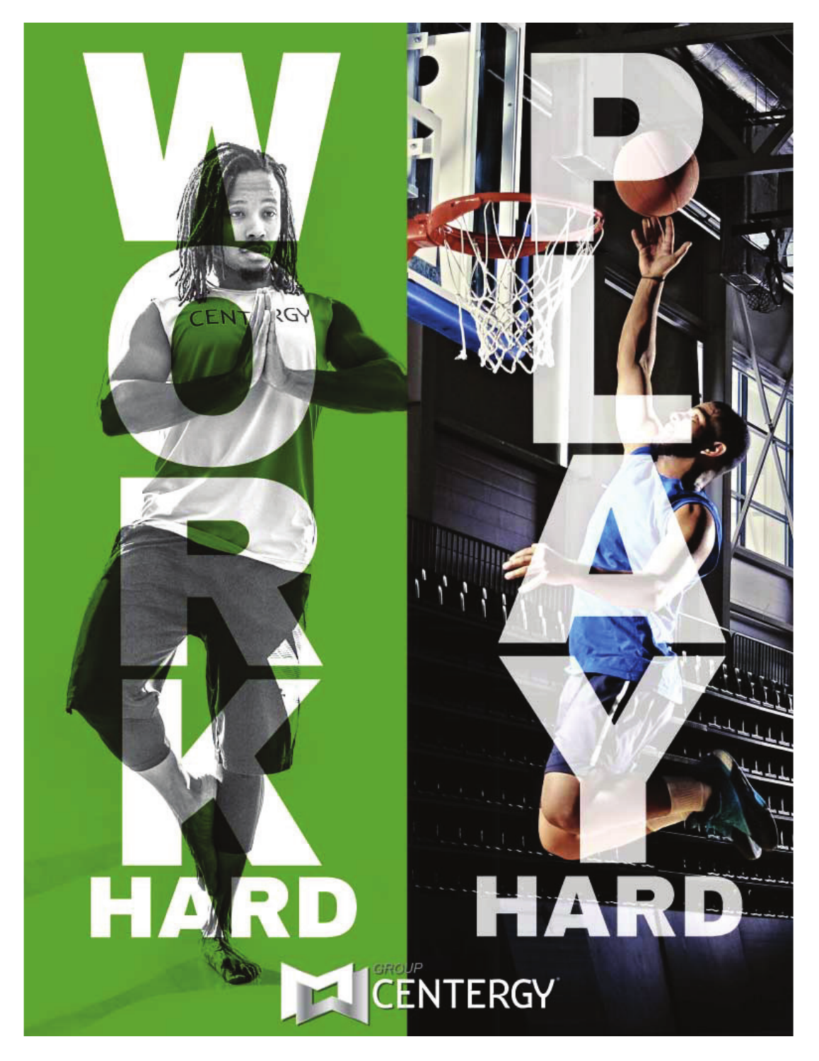# WORK HARD

# PLAY HARD

GROUP CENTERGY